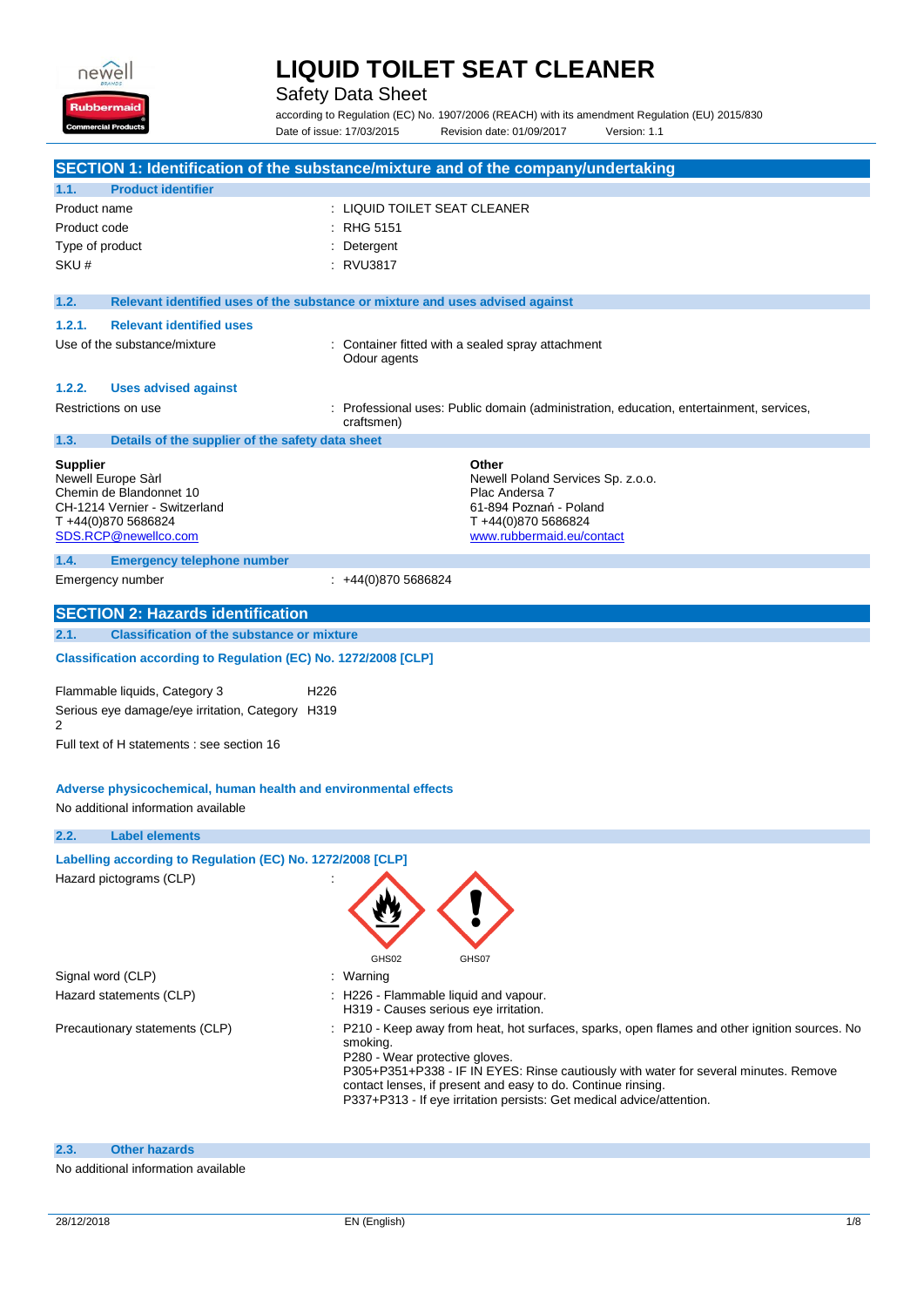# LIQUID TOILET SEAT CLEANER

Safety Data Sheet

according to Regulation (EC) No. 1907/2006 (REACH) with its amendment Regulation (EU) 2015/830

Date of issue: 17/03/2015 Revision date: 01/09/2017 Version: 1.1

## SECTION 1: Identification of the substance/mixture and of the company/undertaking

### 1.1. Product identifier

| | |
|---|---|
| Product name | : LIQUID TOILET SEAT CLEANER |
| Product code | : RHG 5151 |
| Type of product | : Detergent |
| SKU # | : RVU3817 |

### 1.2. Relevant identified uses of the substance or mixture and uses advised against

#### 1.2.1. Relevant identified uses

Use of the substance/mixture : Container fitted with a sealed spray attachment
Odour agents

#### 1.2.2. Uses advised against

Restrictions on use : Professional uses: Public domain (administration, education, entertainment, services, craftsmen)

### 1.3. Details of the supplier of the safety data sheet

**Supplier**
Newell Europe Sàrl
Chemin de Blandonnet 10
CH-1214 Vernier - Switzerland
T +44(0)870 5686824
SDS.RCP@newellco.com

**Other**
Newell Poland Services Sp. z.o.o.
Plac Andersa 7
61-894 Poznań - Poland
T +44(0)870 5686824
www.rubbermaid.eu/contact

### 1.4. Emergency telephone number

Emergency number : +44(0)870 5686824

## SECTION 2: Hazards identification

### 2.1. Classification of the substance or mixture

**Classification according to Regulation (EC) No. 1272/2008 [CLP]**

| | |
|---|---|
| Flammable liquids, Category 3 | H226 |
| Serious eye damage/eye irritation, Category 2 | H319 |

Full text of H statements : see section 16

**Adverse physicochemical, human health and environmental effects**

No additional information available

### 2.2. Label elements

**Labelling according to Regulation (EC) No. 1272/2008 [CLP]**

Hazard pictograms (CLP) :

GHS02 GHS07

Signal word (CLP) : Warning

Hazard statements (CLP) : H226 - Flammable liquid and vapour.
H319 - Causes serious eye irritation.

Precautionary statements (CLP) : P210 - Keep away from heat, hot surfaces, sparks, open flames and other ignition sources. No smoking.
P280 - Wear protective gloves.
P305+P351+P338 - IF IN EYES: Rinse cautiously with water for several minutes. Remove contact lenses, if present and easy to do. Continue rinsing.
P337+P313 - If eye irritation persists: Get medical advice/attention.

### 2.3. Other hazards

No additional information available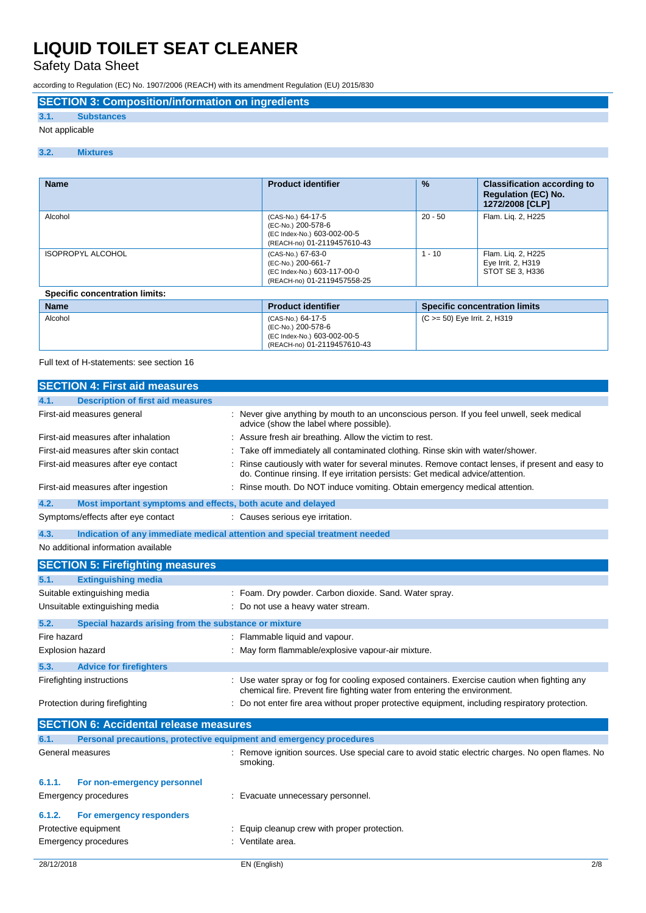## SECTION 3: Composition/information on ingredients

### 3.1. Substances

Not applicable

### 3.2. Mixtures

| Name | Product identifier | % | Classification according to Regulation (EC) No. 1272/2008 [CLP] |
|---|---|---|---|
| Alcohol | (CAS-No.) 64-17-5<br>(EC-No.) 200-578-6<br>(EC Index-No.) 603-002-00-5<br>(REACH-no) 01-2119457610-43 | 20 - 50 | Flam. Liq. 2, H225 |
| ISOPROPYL ALCOHOL | (CAS-No.) 67-63-0<br>(EC-No.) 200-661-7<br>(EC Index-No.) 603-117-00-0<br>(REACH-no) 01-2119457558-25 | 1 - 10 | Flam. Liq. 2, H225<br>Eye Irrit. 2, H319<br>STOT SE 3, H336 |

**Specific concentration limits:**

| Name | Product identifier | Specific concentration limits |
|---|---|---|
| Alcohol | (CAS-No.) 64-17-5<br>(EC-No.) 200-578-6<br>(EC Index-No.) 603-002-00-5<br>(REACH-no) 01-2119457610-43 | (C >= 50) Eye Irrit. 2, H319 |

Full text of H-statements: see section 16

## SECTION 4: First aid measures

### 4.1. Description of first aid measures

First-aid measures general : Never give anything by mouth to an unconscious person. If you feel unwell, seek medical advice (show the label where possible).

First-aid measures after inhalation : Assure fresh air breathing. Allow the victim to rest.

First-aid measures after skin contact : Take off immediately all contaminated clothing. Rinse skin with water/shower.

First-aid measures after eye contact : Rinse cautiously with water for several minutes. Remove contact lenses, if present and easy to do. Continue rinsing. If eye irritation persists: Get medical advice/attention.

First-aid measures after ingestion : Rinse mouth. Do NOT induce vomiting. Obtain emergency medical attention.

### 4.2. Most important symptoms and effects, both acute and delayed

Symptoms/effects after eye contact : Causes serious eye irritation.

### 4.3. Indication of any immediate medical attention and special treatment needed

No additional information available

## SECTION 5: Firefighting measures

### 5.1. Extinguishing media

Suitable extinguishing media : Foam. Dry powder. Carbon dioxide. Sand. Water spray.

Unsuitable extinguishing media : Do not use a heavy water stream.

### 5.2. Special hazards arising from the substance or mixture

Fire hazard : Flammable liquid and vapour.

Explosion hazard : May form flammable/explosive vapour-air mixture.

### 5.3. Advice for firefighters

Firefighting instructions : Use water spray or fog for cooling exposed containers. Exercise caution when fighting any chemical fire. Prevent fire fighting water from entering the environment.

Protection during firefighting : Do not enter fire area without proper protective equipment, including respiratory protection.

## SECTION 6: Accidental release measures

### 6.1. Personal precautions, protective equipment and emergency procedures

General measures : Remove ignition sources. Use special care to avoid static electric charges. No open flames. No smoking.

#### 6.1.1. For non-emergency personnel

Emergency procedures : Evacuate unnecessary personnel.

#### 6.1.2. For emergency responders

Protective equipment : Equip cleanup crew with proper protection.

Emergency procedures : Ventilate area.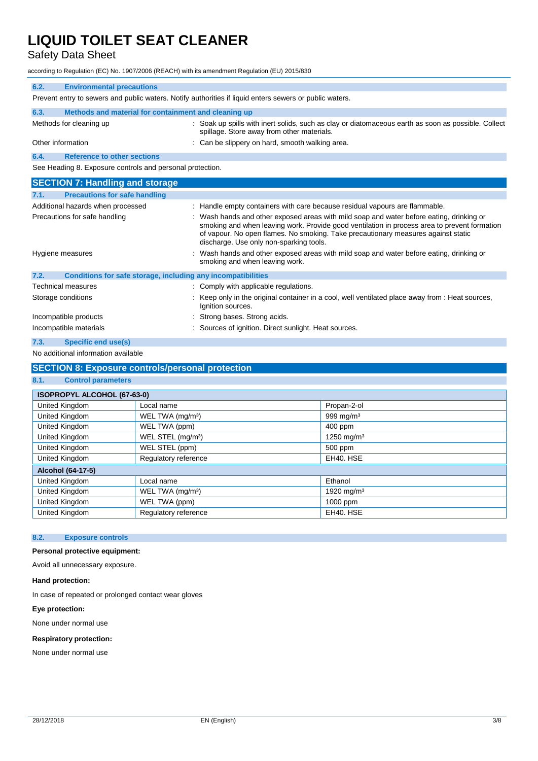### 6.2. Environmental precautions

Prevent entry to sewers and public waters. Notify authorities if liquid enters sewers or public waters.

### 6.3. Methods and material for containment and cleaning up

Methods for cleaning up : Soak up spills with inert solids, such as clay or diatomaceous earth as soon as possible. Collect spillage. Store away from other materials.

Other information : Can be slippery on hard, smooth walking area.

### 6.4. Reference to other sections

See Heading 8. Exposure controls and personal protection.

## SECTION 7: Handling and storage

### 7.1. Precautions for safe handling

Additional hazards when processed : Handle empty containers with care because residual vapours are flammable.

Precautions for safe handling : Wash hands and other exposed areas with mild soap and water before eating, drinking or smoking and when leaving work. Provide good ventilation in process area to prevent formation of vapour. No open flames. No smoking. Take precautionary measures against static discharge. Use only non-sparking tools.

Hygiene measures : Wash hands and other exposed areas with mild soap and water before eating, drinking or smoking and when leaving work.

### 7.2. Conditions for safe storage, including any incompatibilities

Technical measures : Comply with applicable regulations.

Storage conditions : Keep only in the original container in a cool, well ventilated place away from : Heat sources, Ignition sources.

Incompatible products : Strong bases. Strong acids.

Incompatible materials : Sources of ignition. Direct sunlight. Heat sources.

### 7.3. Specific end use(s)

No additional information available

## SECTION 8: Exposure controls/personal protection

### 8.1. Control parameters

| ISOPROPYL ALCOHOL (67-63-0) | | |
|---|---|---|
| United Kingdom | Local name | Propan-2-ol |
| United Kingdom | WEL TWA (mg/m³) | 999 mg/m³ |
| United Kingdom | WEL TWA (ppm) | 400 ppm |
| United Kingdom | WEL STEL (mg/m³) | 1250 mg/m³ |
| United Kingdom | WEL STEL (ppm) | 500 ppm |
| United Kingdom | Regulatory reference | EH40. HSE |
| **Alcohol (64-17-5)** | | |
| United Kingdom | Local name | Ethanol |
| United Kingdom | WEL TWA (mg/m³) | 1920 mg/m³ |
| United Kingdom | WEL TWA (ppm) | 1000 ppm |
| United Kingdom | Regulatory reference | EH40. HSE |

### 8.2. Exposure controls

**Personal protective equipment:**

Avoid all unnecessary exposure.

**Hand protection:**

In case of repeated or prolonged contact wear gloves

**Eye protection:**

None under normal use

**Respiratory protection:**

None under normal use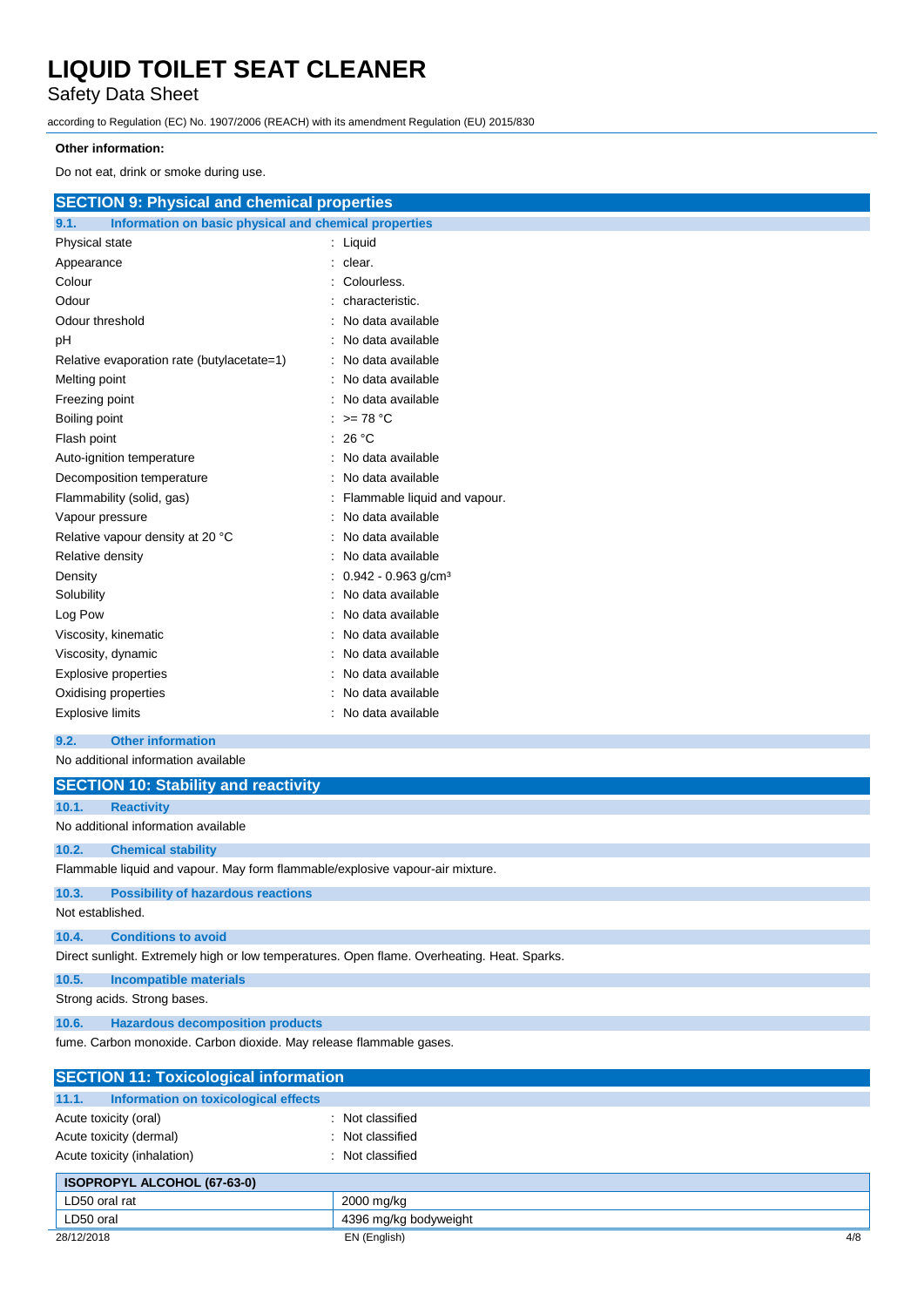**Other information:**

Do not eat, drink or smoke during use.

## SECTION 9: Physical and chemical properties

### 9.1. Information on basic physical and chemical properties

| | |
|---|---|
| Physical state | : Liquid |
| Appearance | : clear. |
| Colour | : Colourless. |
| Odour | : characteristic. |
| Odour threshold | : No data available |
| pH | : No data available |
| Relative evaporation rate (butylacetate=1) | : No data available |
| Melting point | : No data available |
| Freezing point | : No data available |
| Boiling point | : >= 78 °C |
| Flash point | : 26 °C |
| Auto-ignition temperature | : No data available |
| Decomposition temperature | : No data available |
| Flammability (solid, gas) | : Flammable liquid and vapour. |
| Vapour pressure | : No data available |
| Relative vapour density at 20 °C | : No data available |
| Relative density | : No data available |
| Density | : 0.942 - 0.963 g/cm³ |
| Solubility | : No data available |
| Log Pow | : No data available |
| Viscosity, kinematic | : No data available |
| Viscosity, dynamic | : No data available |
| Explosive properties | : No data available |
| Oxidising properties | : No data available |
| Explosive limits | : No data available |

### 9.2. Other information

No additional information available

## SECTION 10: Stability and reactivity

### 10.1. Reactivity

No additional information available

### 10.2. Chemical stability

Flammable liquid and vapour. May form flammable/explosive vapour-air mixture.

### 10.3. Possibility of hazardous reactions

Not established.

### 10.4. Conditions to avoid

Direct sunlight. Extremely high or low temperatures. Open flame. Overheating. Heat. Sparks.

### 10.5. Incompatible materials

Strong acids. Strong bases.

### 10.6. Hazardous decomposition products

fume. Carbon monoxide. Carbon dioxide. May release flammable gases.

## SECTION 11: Toxicological information

### 11.1. Information on toxicological effects

| | |
|---|---|
| Acute toxicity (oral) | : Not classified |
| Acute toxicity (dermal) | : Not classified |
| Acute toxicity (inhalation) | : Not classified |

| ISOPROPYL ALCOHOL (67-63-0) | |
|---|---|
| LD50 oral rat | 2000 mg/kg |
| LD50 oral | 4396 mg/kg bodyweight |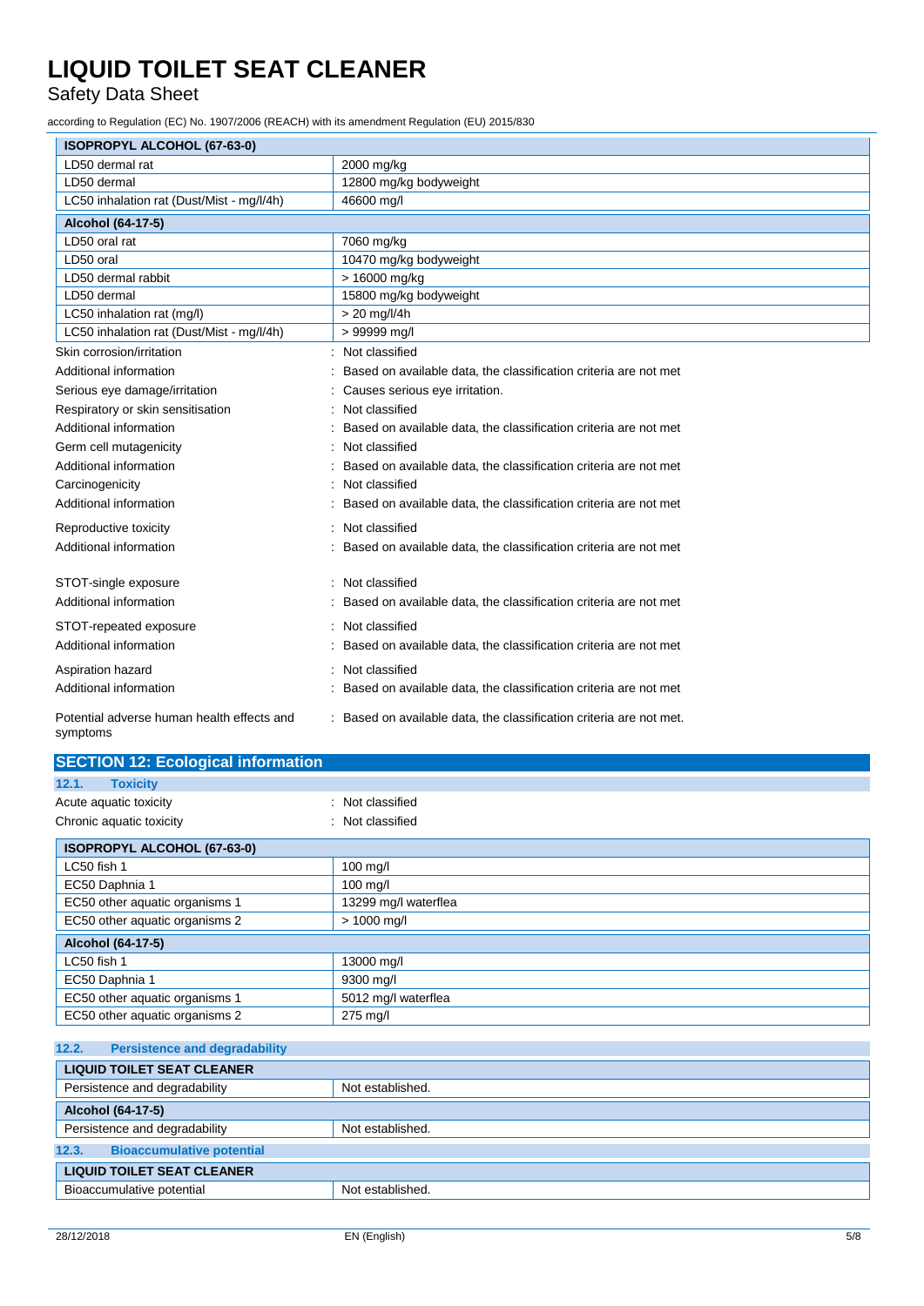| ISOPROPYL ALCOHOL (67-63-0) | |
|---|---|
| LD50 dermal rat | 2000 mg/kg |
| LD50 dermal | 12800 mg/kg bodyweight |
| LC50 inhalation rat (Dust/Mist - mg/l/4h) | 46600 mg/l |

| Alcohol (64-17-5) | |
|---|---|
| LD50 oral rat | 7060 mg/kg |
| LD50 oral | 10470 mg/kg bodyweight |
| LD50 dermal rabbit | > 16000 mg/kg |
| LD50 dermal | 15800 mg/kg bodyweight |
| LC50 inhalation rat (mg/l) | > 20 mg/l/4h |
| LC50 inhalation rat (Dust/Mist - mg/l/4h) | > 99999 mg/l |

Skin corrosion/irritation : Not classified

Additional information : Based on available data, the classification criteria are not met

Serious eye damage/irritation : Causes serious eye irritation.

Respiratory or skin sensitisation : Not classified

Additional information : Based on available data, the classification criteria are not met

Germ cell mutagenicity : Not classified

Additional information : Based on available data, the classification criteria are not met

Carcinogenicity : Not classified

Additional information : Based on available data, the classification criteria are not met

Reproductive toxicity : Not classified

Additional information : Based on available data, the classification criteria are not met

STOT-single exposure : Not classified

Additional information : Based on available data, the classification criteria are not met

STOT-repeated exposure : Not classified

Additional information : Based on available data, the classification criteria are not met

Aspiration hazard : Not classified

Additional information : Based on available data, the classification criteria are not met

Potential adverse human health effects and symptoms : Based on available data, the classification criteria are not met.

## SECTION 12: Ecological information

### 12.1. Toxicity

Acute aquatic toxicity : Not classified

Chronic aquatic toxicity : Not classified

| ISOPROPYL ALCOHOL (67-63-0) | |
|---|---|
| LC50 fish 1 | 100 mg/l |
| EC50 Daphnia 1 | 100 mg/l |
| EC50 other aquatic organisms 1 | 13299 mg/l waterflea |
| EC50 other aquatic organisms 2 | > 1000 mg/l |

| Alcohol (64-17-5) | |
|---|---|
| LC50 fish 1 | 13000 mg/l |
| EC50 Daphnia 1 | 9300 mg/l |
| EC50 other aquatic organisms 1 | 5012 mg/l waterflea |
| EC50 other aquatic organisms 2 | 275 mg/l |

### 12.2. Persistence and degradability

| LIQUID TOILET SEAT CLEANER | |
|---|---|
| Persistence and degradability | Not established. |

| Alcohol (64-17-5) | |
|---|---|
| Persistence and degradability | Not established. |

### 12.3. Bioaccumulative potential

| LIQUID TOILET SEAT CLEANER | |
|---|---|
| Bioaccumulative potential | Not established. |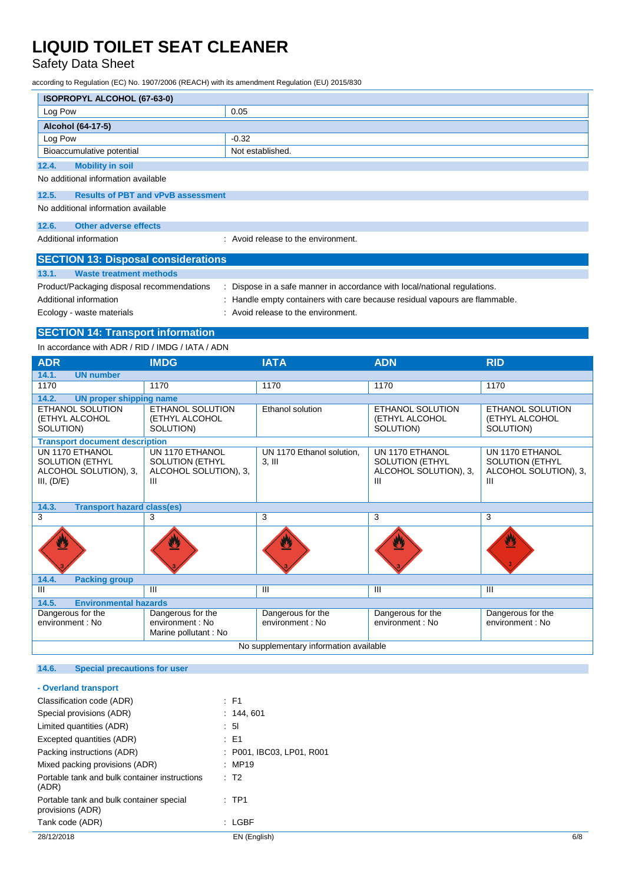| ISOPROPYL ALCOHOL (67-63-0) | |
|---|---|
| Log Pow | 0.05 |

| Alcohol (64-17-5) | |
|---|---|
| Log Pow | -0.32 |
| Bioaccumulative potential | Not established. |

### 12.4. Mobility in soil

No additional information available

### 12.5. Results of PBT and vPvB assessment

No additional information available

### 12.6. Other adverse effects

Additional information : Avoid release to the environment.

## SECTION 13: Disposal considerations

### 13.1. Waste treatment methods

Product/Packaging disposal recommendations : Dispose in a safe manner in accordance with local/national regulations.

Additional information : Handle empty containers with care because residual vapours are flammable.

Ecology - waste materials : Avoid release to the environment.

## SECTION 14: Transport information

In accordance with ADR / RID / IMDG / IATA / ADN

| ADR | IMDG | IATA | ADN | RID |
|---|---|---|---|---|
| **14.1. UN number** | | | | |
| 1170 | 1170 | 1170 | 1170 | 1170 |
| **14.2. UN proper shipping name** | | | | |
| ETHANOL SOLUTION (ETHYL ALCOHOL SOLUTION) | ETHANOL SOLUTION (ETHYL ALCOHOL SOLUTION) | Ethanol solution | ETHANOL SOLUTION (ETHYL ALCOHOL SOLUTION) | ETHANOL SOLUTION (ETHYL ALCOHOL SOLUTION) |
| **Transport document description** | | | | |
| UN 1170 ETHANOL SOLUTION (ETHYL ALCOHOL SOLUTION), 3, III, (D/E) | UN 1170 ETHANOL SOLUTION (ETHYL ALCOHOL SOLUTION), 3, III | UN 1170 Ethanol solution, 3, III | UN 1170 ETHANOL SOLUTION (ETHYL ALCOHOL SOLUTION), 3, III | UN 1170 ETHANOL SOLUTION (ETHYL ALCOHOL SOLUTION), 3, III |
| **14.3. Transport hazard class(es)** | | | | |
| 3 | 3 | 3 | 3 | 3 |
| **14.4. Packing group** | | | | |
| III | III | III | III | III |
| **14.5. Environmental hazards** | | | | |
| Dangerous for the environment : No | Dangerous for the environment : No<br>Marine pollutant : No | Dangerous for the environment : No | Dangerous for the environment : No | Dangerous for the environment : No |
| No supplementary information available | | | | |

### 14.6. Special precautions for user

**- Overland transport**

Classification code (ADR) : F1

Special provisions (ADR) : 144, 601

Limited quantities (ADR) : 5l

Excepted quantities (ADR) : E1

Packing instructions (ADR) : P001, IBC03, LP01, R001

Mixed packing provisions (ADR) : MP19

Portable tank and bulk container instructions (ADR) : T2

Portable tank and bulk container special provisions (ADR) : TP1

Tank code (ADR) : LGBF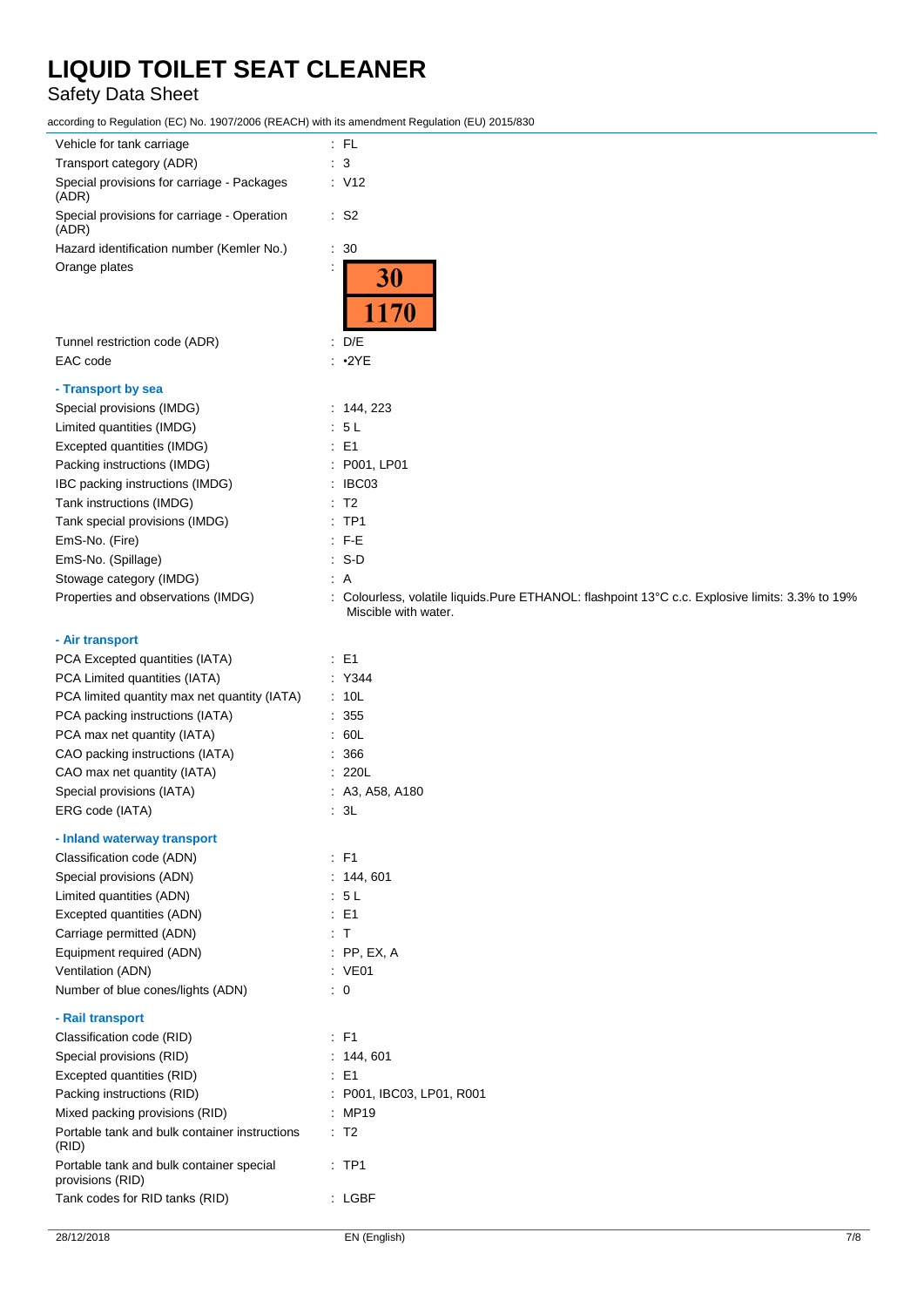| | |
|---|---|
| Vehicle for tank carriage | : FL |
| Transport category (ADR) | : 3 |
| Special provisions for carriage - Packages (ADR) | : V12 |
| Special provisions for carriage - Operation (ADR) | : S2 |
| Hazard identification number (Kemler No.) | : 30 |
| Orange plates | : 30 / 1170 |
| Tunnel restriction code (ADR) | : D/E |
| EAC code | : •2YE |

**- Transport by sea**

| | |
|---|---|
| Special provisions (IMDG) | : 144, 223 |
| Limited quantities (IMDG) | : 5 L |
| Excepted quantities (IMDG) | : E1 |
| Packing instructions (IMDG) | : P001, LP01 |
| IBC packing instructions (IMDG) | : IBC03 |
| Tank instructions (IMDG) | : T2 |
| Tank special provisions (IMDG) | : TP1 |
| EmS-No. (Fire) | : F-E |
| EmS-No. (Spillage) | : S-D |
| Stowage category (IMDG) | : A |
| Properties and observations (IMDG) | : Colourless, volatile liquids.Pure ETHANOL: flashpoint 13°C c.c. Explosive limits: 3.3% to 19% Miscible with water. |

**- Air transport**

| | |
|---|---|
| PCA Excepted quantities (IATA) | : E1 |
| PCA Limited quantities (IATA) | : Y344 |
| PCA limited quantity max net quantity (IATA) | : 10L |
| PCA packing instructions (IATA) | : 355 |
| PCA max net quantity (IATA) | : 60L |
| CAO packing instructions (IATA) | : 366 |
| CAO max net quantity (IATA) | : 220L |
| Special provisions (IATA) | : A3, A58, A180 |
| ERG code (IATA) | : 3L |

**- Inland waterway transport**

| | |
|---|---|
| Classification code (ADN) | : F1 |
| Special provisions (ADN) | : 144, 601 |
| Limited quantities (ADN) | : 5 L |
| Excepted quantities (ADN) | : E1 |
| Carriage permitted (ADN) | : T |
| Equipment required (ADN) | : PP, EX, A |
| Ventilation (ADN) | : VE01 |
| Number of blue cones/lights (ADN) | : 0 |

**- Rail transport**

| | |
|---|---|
| Classification code (RID) | : F1 |
| Special provisions (RID) | : 144, 601 |
| Excepted quantities (RID) | : E1 |
| Packing instructions (RID) | : P001, IBC03, LP01, R001 |
| Mixed packing provisions (RID) | : MP19 |
| Portable tank and bulk container instructions (RID) | : T2 |
| Portable tank and bulk container special provisions (RID) | : TP1 |
| Tank codes for RID tanks (RID) | : LGBF |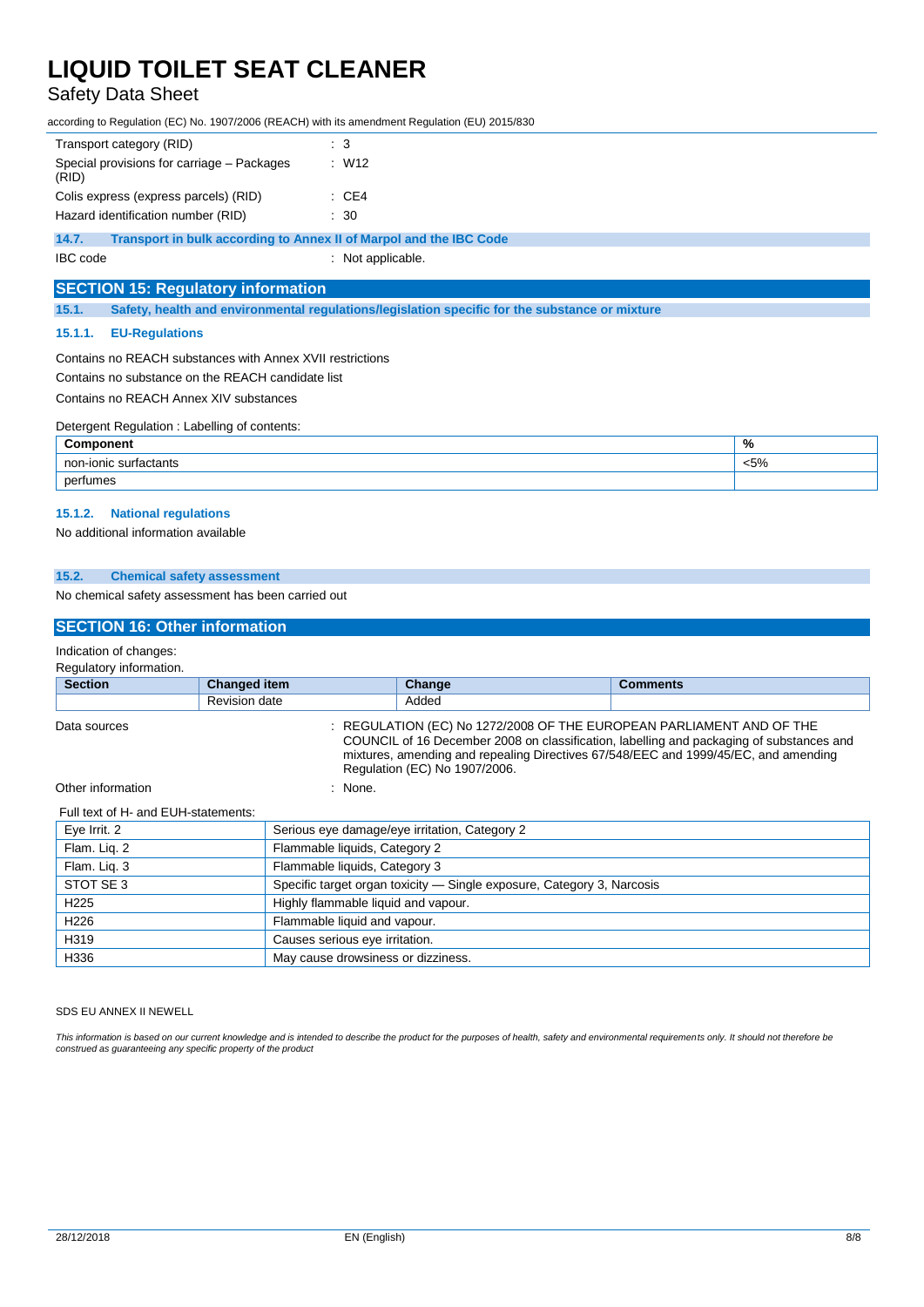| | |
|---|---|
| Transport category (RID) | : 3 |
| Special provisions for carriage – Packages (RID) | : W12 |
| Colis express (express parcels) (RID) | : CE4 |
| Hazard identification number (RID) | : 30 |

### 14.7. Transport in bulk according to Annex II of Marpol and the IBC Code

IBC code : Not applicable.

## SECTION 15: Regulatory information

### 15.1. Safety, health and environmental regulations/legislation specific for the substance or mixture

#### 15.1.1. EU-Regulations

Contains no REACH substances with Annex XVII restrictions

Contains no substance on the REACH candidate list

Contains no REACH Annex XIV substances

Detergent Regulation : Labelling of contents:

| Component | % |
|---|---|
| non-ionic surfactants | <5% |
| perfumes | |

#### 15.1.2. National regulations

No additional information available

### 15.2. Chemical safety assessment

No chemical safety assessment has been carried out

## SECTION 16: Other information

Indication of changes:

Regulatory information.

| Section | Changed item | Change | Comments |
|---|---|---|---|
| | Revision date | Added | |

Data sources : REGULATION (EC) No 1272/2008 OF THE EUROPEAN PARLIAMENT AND OF THE COUNCIL of 16 December 2008 on classification, labelling and packaging of substances and mixtures, amending and repealing Directives 67/548/EEC and 1999/45/EC, and amending Regulation (EC) No 1907/2006.

Other information : None.

Full text of H- and EUH-statements:

| | |
|---|---|
| Eye Irrit. 2 | Serious eye damage/eye irritation, Category 2 |
| Flam. Liq. 2 | Flammable liquids, Category 2 |
| Flam. Liq. 3 | Flammable liquids, Category 3 |
| STOT SE 3 | Specific target organ toxicity — Single exposure, Category 3, Narcosis |
| H225 | Highly flammable liquid and vapour. |
| H226 | Flammable liquid and vapour. |
| H319 | Causes serious eye irritation. |
| H336 | May cause drowsiness or dizziness. |

SDS EU ANNEX II NEWELL

*This information is based on our current knowledge and is intended to describe the product for the purposes of health, safety and environmental requirements only. It should not therefore be construed as guaranteeing any specific property of the product*